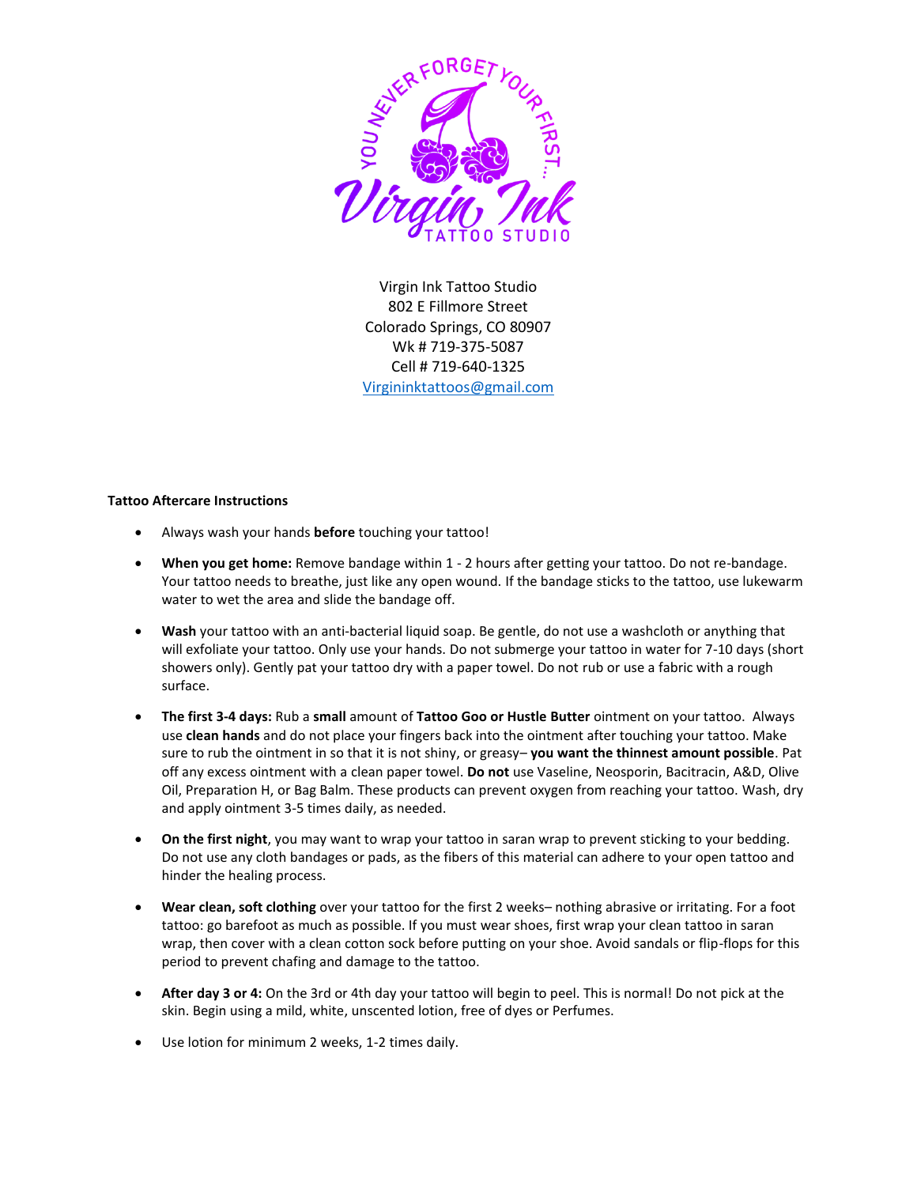Virgin Ink Tattoo Studio
802 E Fillmore Street
Colorado Springs, CO 80907
Wk # 719-375-5087
Cell # 719-640-1325
Virgininktattoos@gmail.com

**Tattoo Aftercare Instructions**

- Always wash your hands **before** touching your tattoo!
- **When you get home:** Remove bandage within 1 - 2 hours after getting your tattoo. Do not re-bandage. Your tattoo needs to breathe, just like any open wound. If the bandage sticks to the tattoo, use lukewarm water to wet the area and slide the bandage off.
- **Wash** your tattoo with an anti-bacterial liquid soap. Be gentle, do not use a washcloth or anything that will exfoliate your tattoo. Only use your hands. Do not submerge your tattoo in water for 7-10 days (short showers only). Gently pat your tattoo dry with a paper towel. Do not rub or use a fabric with a rough surface.
- **The first 3-4 days:** Rub a **small** amount of **Tattoo Goo or Hustle Butter** ointment on your tattoo. Always use **clean hands** and do not place your fingers back into the ointment after touching your tattoo. Make sure to rub the ointment in so that it is not shiny, or greasy– **you want the thinnest amount possible**. Pat off any excess ointment with a clean paper towel. **Do not** use Vaseline, Neosporin, Bacitracin, A&D, Olive Oil, Preparation H, or Bag Balm. These products can prevent oxygen from reaching your tattoo. Wash, dry and apply ointment 3-5 times daily, as needed.
- **On the first night**, you may want to wrap your tattoo in saran wrap to prevent sticking to your bedding. Do not use any cloth bandages or pads, as the fibers of this material can adhere to your open tattoo and hinder the healing process.
- **Wear clean, soft clothing** over your tattoo for the first 2 weeks– nothing abrasive or irritating. For a foot tattoo: go barefoot as much as possible. If you must wear shoes, first wrap your clean tattoo in saran wrap, then cover with a clean cotton sock before putting on your shoe. Avoid sandals or flip-flops for this period to prevent chafing and damage to the tattoo.
- **After day 3 or 4:** On the 3rd or 4th day your tattoo will begin to peel. This is normal! Do not pick at the skin. Begin using a mild, white, unscented lotion, free of dyes or Perfumes.
- Use lotion for minimum 2 weeks, 1-2 times daily.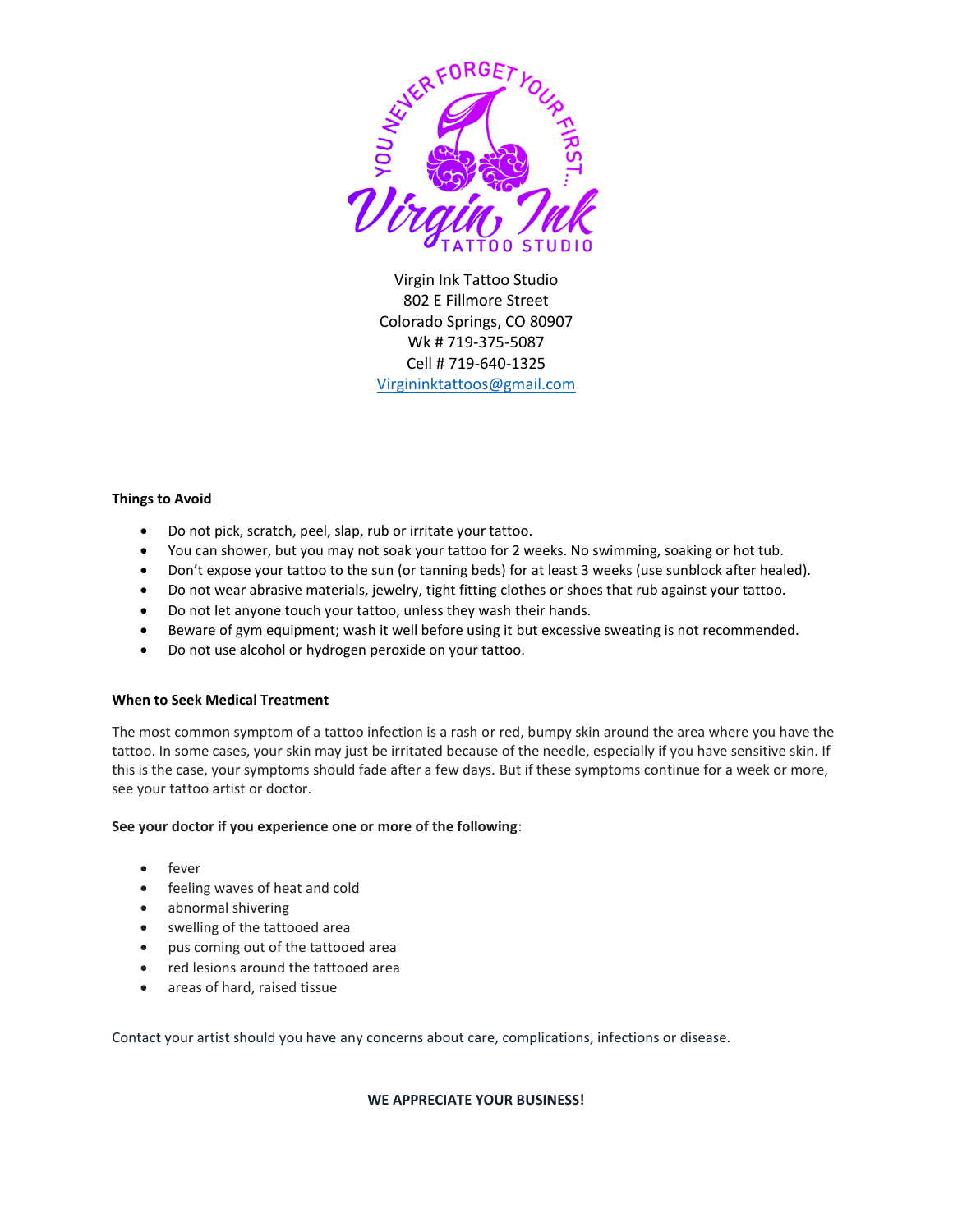YOU NEVER FORGET YOUR FIRST...

Virgin Ink TATTOO STUDIO

Virgin Ink Tattoo Studio
802 E Fillmore Street
Colorado Springs, CO 80907
Wk # 719-375-5087
Cell # 719-640-1325
Virgininktattoos@gmail.com

**Things to Avoid**

- Do not pick, scratch, peel, slap, rub or irritate your tattoo.
- You can shower, but you may not soak your tattoo for 2 weeks. No swimming, soaking or hot tub.
- Don't expose your tattoo to the sun (or tanning beds) for at least 3 weeks (use sunblock after healed).
- Do not wear abrasive materials, jewelry, tight fitting clothes or shoes that rub against your tattoo.
- Do not let anyone touch your tattoo, unless they wash their hands.
- Beware of gym equipment; wash it well before using it but excessive sweating is not recommended.
- Do not use alcohol or hydrogen peroxide on your tattoo.

**When to Seek Medical Treatment**

The most common symptom of a tattoo infection is a rash or red, bumpy skin around the area where you have the tattoo. In some cases, your skin may just be irritated because of the needle, especially if you have sensitive skin. If this is the case, your symptoms should fade after a few days. But if these symptoms continue for a week or more, see your tattoo artist or doctor.

**See your doctor if you experience one or more of the following**:

- fever
- feeling waves of heat and cold
- abnormal shivering
- swelling of the tattooed area
- pus coming out of the tattooed area
- red lesions around the tattooed area
- areas of hard, raised tissue

Contact your artist should you have any concerns about care, complications, infections or disease.

**WE APPRECIATE YOUR BUSINESS!**